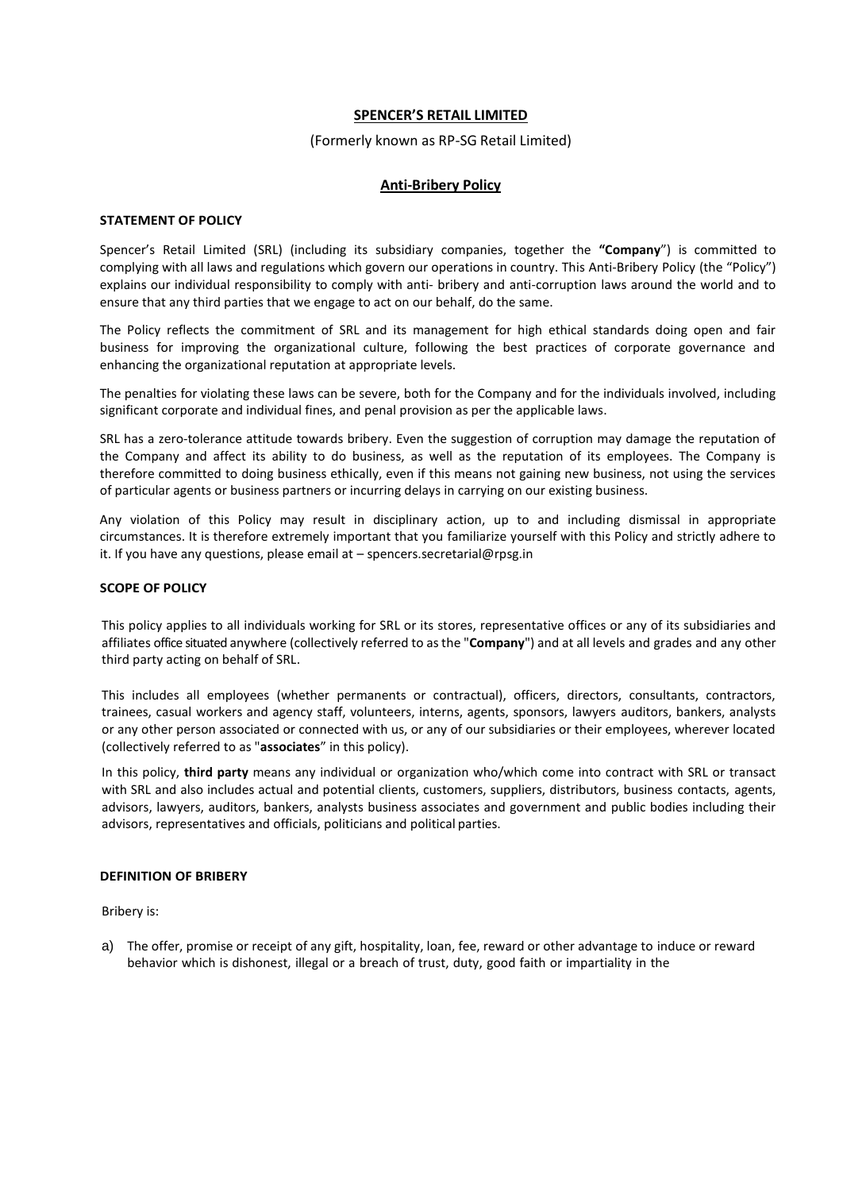# SPENCER'S RETAIL LIMITED

(Formerly known as RP-SG Retail Limited)

## Anti-Bribery Policy

### STATEMENT OF POLICY

Spencer's Retail Limited (SRL) (including its subsidiary companies, together the **"Company"**) is committed to complying with all laws and regulations which govern our operations in country. This Anti-Bribery Policy (the "Policy") explains our individual responsibility to comply with anti- bribery and anti-corruption laws around the world and to ensure that any third parties that we engage to act on our behalf, do the same.

The Policy reflects the commitment of SRL and its management for high ethical standards doing open and fair business for improving the organizational culture, following the best practices of corporate governance and enhancing the organizational reputation at appropriate levels.

The penalties for violating these laws can be severe, both for the Company and for the individuals involved, including significant corporate and individual fines, and penal provision as per the applicable laws.

SRL has a zero-tolerance attitude towards bribery. Even the suggestion of corruption may damage the reputation of the Company and affect its ability to do business, as well as the reputation of its employees. The Company is therefore committed to doing business ethically, even if this means not gaining new business, not using the services of particular agents or business partners or incurring delays in carrying on our existing business.

Any violation of this Policy may result in disciplinary action, up to and including dismissal in appropriate circumstances. It is therefore extremely important that you familiarize yourself with this Policy and strictly adhere to it. If you have any questions, please email at – spencers.secretarial@rpsg.in

### SCOPE OF POLICY

This policy applies to all individuals working for SRL or its stores, representative offices or any of its subsidiaries and affiliates office situated anywhere (collectively referred to as the "**Company**") and at all levels and grades and any other third party acting on behalf of SRL.

This includes all employees (whether permanents or contractual), officers, directors, consultants, contractors, trainees, casual workers and agency staff, volunteers, interns, agents, sponsors, lawyers auditors, bankers, analysts or any other person associated or connected with us, or any of our subsidiaries or their employees, wherever located (collectively referred to as "**associates**" in this policy).

In this policy, **third party** means any individual or organization who/which come into contract with SRL or transact with SRL and also includes actual and potential clients, customers, suppliers, distributors, business contacts, agents, advisors, lawyers, auditors, bankers, analysts business associates and government and public bodies including their advisors, representatives and officials, politicians and political parties.

### DEFINITION OF BRIBERY

Bribery is:

a) The offer, promise or receipt of any gift, hospitality, loan, fee, reward or other advantage to induce or reward behavior which is dishonest, illegal or a breach of trust, duty, good faith or impartiality in the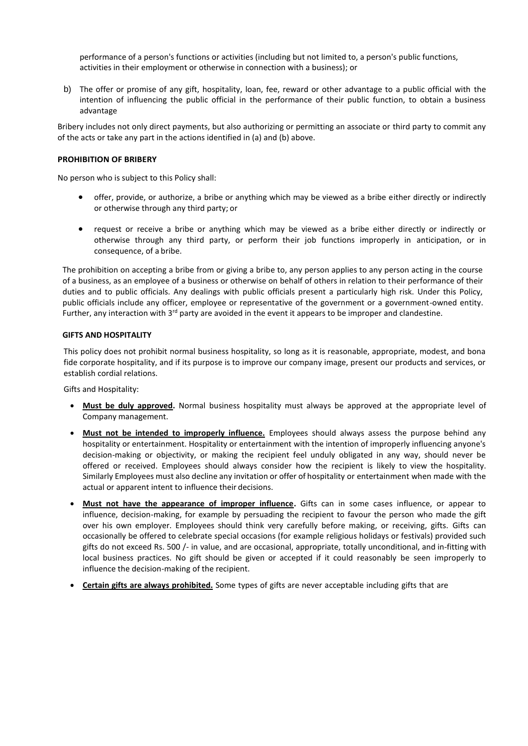performance of a person's functions or activities (including but not limited to, a person's public functions, activities in their employment or otherwise in connection with a business); or

b) The offer or promise of any gift, hospitality, loan, fee, reward or other advantage to a public official with the intention of influencing the public official in the performance of their public function, to obtain a business advantage

Bribery includes not only direct payments, but also authorizing or permitting an associate or third party to commit any of the acts or take any part in the actions identified in (a) and (b) above.

**PROHIBITION OF BRIBERY**

No person who is subject to this Policy shall:

- offer, provide, or authorize, a bribe or anything which may be viewed as a bribe either directly or indirectly or otherwise through any third party; or
- request or receive a bribe or anything which may be viewed as a bribe either directly or indirectly or otherwise through any third party, or perform their job functions improperly in anticipation, or in consequence, of a bribe.

The prohibition on accepting a bribe from or giving a bribe to, any person applies to any person acting in the course of a business, as an employee of a business or otherwise on behalf of others in relation to their performance of their duties and to public officials. Any dealings with public officials present a particularly high risk. Under this Policy, public officials include any officer, employee or representative of the government or a government-owned entity. Further, any interaction with 3rd party are avoided in the event it appears to be improper and clandestine.

**GIFTS AND HOSPITALITY**

This policy does not prohibit normal business hospitality, so long as it is reasonable, appropriate, modest, and bona fide corporate hospitality, and if its purpose is to improve our company image, present our products and services, or establish cordial relations.

Gifts and Hospitality:

- **Must be duly approved.** Normal business hospitality must always be approved at the appropriate level of Company management.
- **Must not be intended to improperly influence.** Employees should always assess the purpose behind any hospitality or entertainment. Hospitality or entertainment with the intention of improperly influencing anyone's decision-making or objectivity, or making the recipient feel unduly obligated in any way, should never be offered or received. Employees should always consider how the recipient is likely to view the hospitality. Similarly Employees must also decline any invitation or offer of hospitality or entertainment when made with the actual or apparent intent to influence their decisions.
- **Must not have the appearance of improper influence.** Gifts can in some cases influence, or appear to influence, decision-making, for example by persuading the recipient to favour the person who made the gift over his own employer. Employees should think very carefully before making, or receiving, gifts. Gifts can occasionally be offered to celebrate special occasions (for example religious holidays or festivals) provided such gifts do not exceed Rs. 500 /- in value, and are occasional, appropriate, totally unconditional, and in-fitting with local business practices. No gift should be given or accepted if it could reasonably be seen improperly to influence the decision-making of the recipient.
- **Certain gifts are always prohibited.** Some types of gifts are never acceptable including gifts that are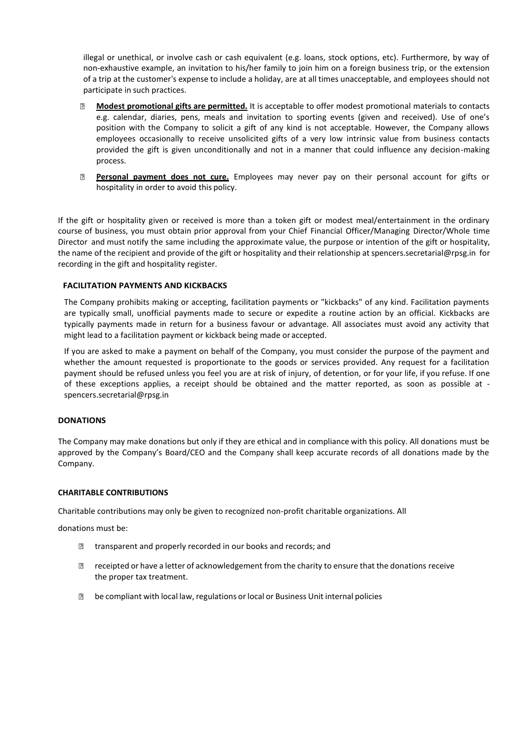illegal or unethical, or involve cash or cash equivalent (e.g. loans, stock options, etc). Furthermore, by way of non-exhaustive example, an invitation to his/her family to join him on a foreign business trip, or the extension of a trip at the customer's expense to include a holiday, are at all times unacceptable, and employees should not participate in such practices.

- **Modest promotional gifts are permitted.** It is acceptable to offer modest promotional materials to contacts e.g. calendar, diaries, pens, meals and invitation to sporting events (given and received). Use of one's position with the Company to solicit a gift of any kind is not acceptable. However, the Company allows employees occasionally to receive unsolicited gifts of a very low intrinsic value from business contacts provided the gift is given unconditionally and not in a manner that could influence any decision-making process.
- **Personal payment does not cure.** Employees may never pay on their personal account for gifts or hospitality in order to avoid this policy.

If the gift or hospitality given or received is more than a token gift or modest meal/entertainment in the ordinary course of business, you must obtain prior approval from your Chief Financial Officer/Managing Director/Whole time Director and must notify the same including the approximate value, the purpose or intention of the gift or hospitality, the name of the recipient and provide of the gift or hospitality and their relationship at spencers.secretarial@rpsg.in for recording in the gift and hospitality register.

**FACILITATION PAYMENTS AND KICKBACKS**

The Company prohibits making or accepting, facilitation payments or "kickbacks" of any kind. Facilitation payments are typically small, unofficial payments made to secure or expedite a routine action by an official. Kickbacks are typically payments made in return for a business favour or advantage. All associates must avoid any activity that might lead to a facilitation payment or kickback being made or accepted.

If you are asked to make a payment on behalf of the Company, you must consider the purpose of the payment and whether the amount requested is proportionate to the goods or services provided. Any request for a facilitation payment should be refused unless you feel you are at risk of injury, of detention, or for your life, if you refuse. If one of these exceptions applies, a receipt should be obtained and the matter reported, as soon as possible at - spencers.secretarial@rpsg.in

**DONATIONS**

The Company may make donations but only if they are ethical and in compliance with this policy. All donations must be approved by the Company's Board/CEO and the Company shall keep accurate records of all donations made by the Company.

**CHARITABLE CONTRIBUTIONS**

Charitable contributions may only be given to recognized non-profit charitable organizations. All

donations must be:

- transparent and properly recorded in our books and records; and
- receipted or have a letter of acknowledgement from the charity to ensure that the donations receive the proper tax treatment.
- be compliant with local law, regulations or local or Business Unit internal policies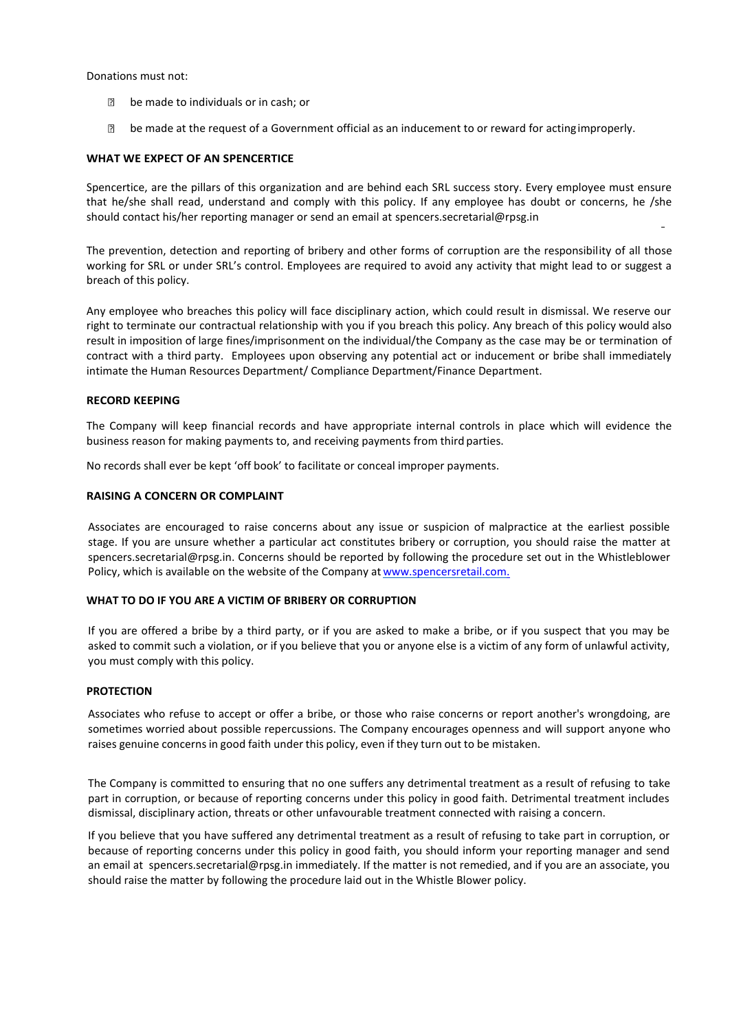Donations must not:

- be made to individuals or in cash; or
- be made at the request of a Government official as an inducement to or reward for acting improperly.

**WHAT WE EXPECT OF AN SPENCERTICE**

Spencertice, are the pillars of this organization and are behind each SRL success story. Every employee must ensure that he/she shall read, understand and comply with this policy. If any employee has doubt or concerns, he /she should contact his/her reporting manager or send an email at spencers.secretarial@rpsg.in

The prevention, detection and reporting of bribery and other forms of corruption are the responsibility of all those working for SRL or under SRL's control. Employees are required to avoid any activity that might lead to or suggest a breach of this policy.

Any employee who breaches this policy will face disciplinary action, which could result in dismissal. We reserve our right to terminate our contractual relationship with you if you breach this policy. Any breach of this policy would also result in imposition of large fines/imprisonment on the individual/the Company as the case may be or termination of contract with a third party. Employees upon observing any potential act or inducement or bribe shall immediately intimate the Human Resources Department/ Compliance Department/Finance Department.

**RECORD KEEPING**

The Company will keep financial records and have appropriate internal controls in place which will evidence the business reason for making payments to, and receiving payments from third parties.

No records shall ever be kept 'off book' to facilitate or conceal improper payments.

**RAISING A CONCERN OR COMPLAINT**

Associates are encouraged to raise concerns about any issue or suspicion of malpractice at the earliest possible stage. If you are unsure whether a particular act constitutes bribery or corruption, you should raise the matter at spencers.secretarial@rpsg.in. Concerns should be reported by following the procedure set out in the Whistleblower Policy, which is available on the website of the Company at www.spencersretail.com.

**WHAT TO DO IF YOU ARE A VICTIM OF BRIBERY OR CORRUPTION**

If you are offered a bribe by a third party, or if you are asked to make a bribe, or if you suspect that you may be asked to commit such a violation, or if you believe that you or anyone else is a victim of any form of unlawful activity, you must comply with this policy.

**PROTECTION**

Associates who refuse to accept or offer a bribe, or those who raise concerns or report another's wrongdoing, are sometimes worried about possible repercussions. The Company encourages openness and will support anyone who raises genuine concerns in good faith under this policy, even if they turn out to be mistaken.

The Company is committed to ensuring that no one suffers any detrimental treatment as a result of refusing to take part in corruption, or because of reporting concerns under this policy in good faith. Detrimental treatment includes dismissal, disciplinary action, threats or other unfavourable treatment connected with raising a concern.

If you believe that you have suffered any detrimental treatment as a result of refusing to take part in corruption, or because of reporting concerns under this policy in good faith, you should inform your reporting manager and send an email at spencers.secretarial@rpsg.in immediately. If the matter is not remedied, and if you are an associate, you should raise the matter by following the procedure laid out in the Whistle Blower policy.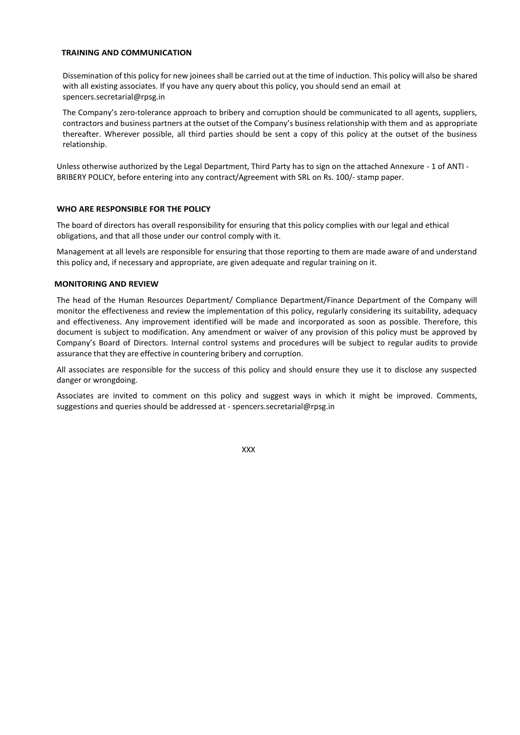## TRAINING AND COMMUNICATION

Dissemination of this policy for new joinees shall be carried out at the time of induction. This policy will also be shared with all existing associates. If you have any query about this policy, you should send an email at spencers.secretarial@rpsg.in

The Company's zero-tolerance approach to bribery and corruption should be communicated to all agents, suppliers, contractors and business partners at the outset of the Company's business relationship with them and as appropriate thereafter. Wherever possible, all third parties should be sent a copy of this policy at the outset of the business relationship.

Unless otherwise authorized by the Legal Department, Third Party has to sign on the attached Annexure - 1 of ANTI - BRIBERY POLICY, before entering into any contract/Agreement with SRL on Rs. 100/- stamp paper.

## WHO ARE RESPONSIBLE FOR THE POLICY

The board of directors has overall responsibility for ensuring that this policy complies with our legal and ethical obligations, and that all those under our control comply with it.

Management at all levels are responsible for ensuring that those reporting to them are made aware of and understand this policy and, if necessary and appropriate, are given adequate and regular training on it.

## MONITORING AND REVIEW

The head of the Human Resources Department/ Compliance Department/Finance Department of the Company will monitor the effectiveness and review the implementation of this policy, regularly considering its suitability, adequacy and effectiveness. Any improvement identified will be made and incorporated as soon as possible. Therefore, this document is subject to modification. Any amendment or waiver of any provision of this policy must be approved by Company's Board of Directors. Internal control systems and procedures will be subject to regular audits to provide assurance that they are effective in countering bribery and corruption.

All associates are responsible for the success of this policy and should ensure they use it to disclose any suspected danger or wrongdoing.

Associates are invited to comment on this policy and suggest ways in which it might be improved. Comments, suggestions and queries should be addressed at - spencers.secretarial@rpsg.in

XXX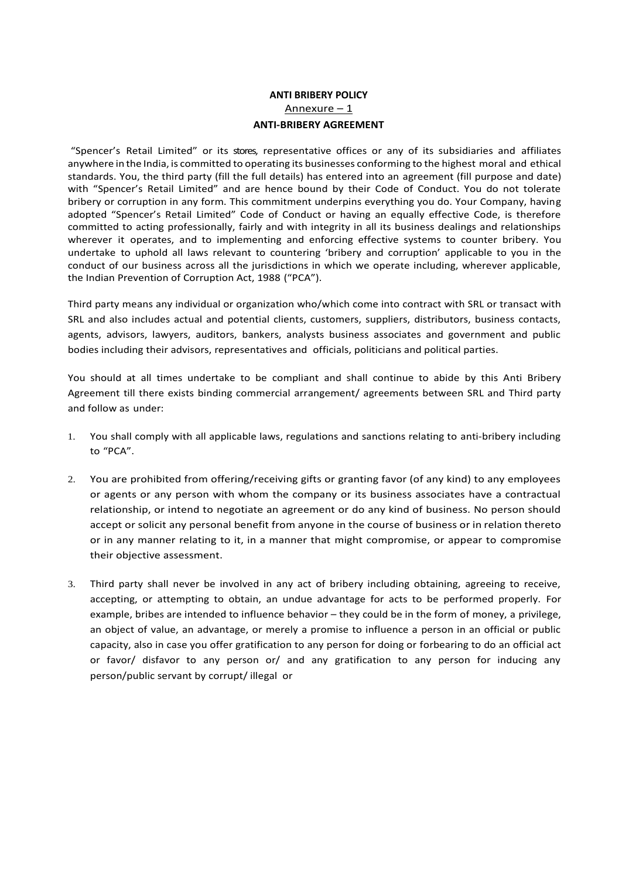**ANTI BRIBERY POLICY**

Annexure – 1

**ANTI-BRIBERY AGREEMENT**

"Spencer's Retail Limited" or its stores, representative offices or any of its subsidiaries and affiliates anywhere in the India, is committed to operating its businesses conforming to the highest moral and ethical standards. You, the third party (fill the full details) has entered into an agreement (fill purpose and date) with "Spencer's Retail Limited" and are hence bound by their Code of Conduct. You do not tolerate bribery or corruption in any form. This commitment underpins everything you do. Your Company, having adopted "Spencer's Retail Limited" Code of Conduct or having an equally effective Code, is therefore committed to acting professionally, fairly and with integrity in all its business dealings and relationships wherever it operates, and to implementing and enforcing effective systems to counter bribery. You undertake to uphold all laws relevant to countering 'bribery and corruption' applicable to you in the conduct of our business across all the jurisdictions in which we operate including, wherever applicable, the Indian Prevention of Corruption Act, 1988 ("PCA").

Third party means any individual or organization who/which come into contract with SRL or transact with SRL and also includes actual and potential clients, customers, suppliers, distributors, business contacts, agents, advisors, lawyers, auditors, bankers, analysts business associates and government and public bodies including their advisors, representatives and officials, politicians and political parties.

You should at all times undertake to be compliant and shall continue to abide by this Anti Bribery Agreement till there exists binding commercial arrangement/ agreements between SRL and Third party and follow as under:

1. You shall comply with all applicable laws, regulations and sanctions relating to anti-bribery including to "PCA".
2. You are prohibited from offering/receiving gifts or granting favor (of any kind) to any employees or agents or any person with whom the company or its business associates have a contractual relationship, or intend to negotiate an agreement or do any kind of business. No person should accept or solicit any personal benefit from anyone in the course of business or in relation thereto or in any manner relating to it, in a manner that might compromise, or appear to compromise their objective assessment.
3. Third party shall never be involved in any act of bribery including obtaining, agreeing to receive, accepting, or attempting to obtain, an undue advantage for acts to be performed properly. For example, bribes are intended to influence behavior – they could be in the form of money, a privilege, an object of value, an advantage, or merely a promise to influence a person in an official or public capacity, also in case you offer gratification to any person for doing or forbearing to do an official act or favor/ disfavor to any person or/ and any gratification to any person for inducing any person/public servant by corrupt/ illegal or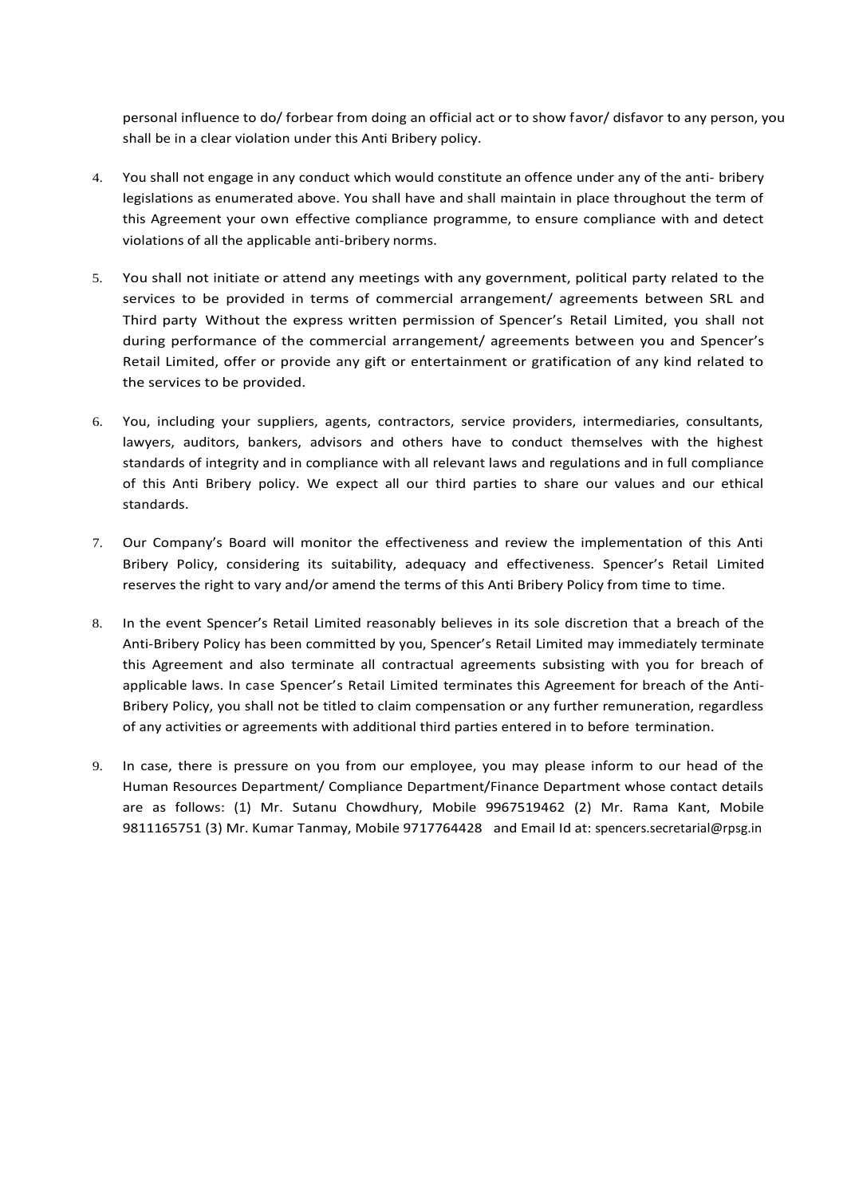personal influence to do/ forbear from doing an official act or to show favor/ disfavor to any person, you shall be in a clear violation under this Anti Bribery policy.

4. You shall not engage in any conduct which would constitute an offence under any of the anti- bribery legislations as enumerated above. You shall have and shall maintain in place throughout the term of this Agreement your own effective compliance programme, to ensure compliance with and detect violations of all the applicable anti-bribery norms.

5. You shall not initiate or attend any meetings with any government, political party related to the services to be provided in terms of commercial arrangement/ agreements between SRL and Third party Without the express written permission of Spencer's Retail Limited, you shall not during performance of the commercial arrangement/ agreements between you and Spencer's Retail Limited, offer or provide any gift or entertainment or gratification of any kind related to the services to be provided.

6. You, including your suppliers, agents, contractors, service providers, intermediaries, consultants, lawyers, auditors, bankers, advisors and others have to conduct themselves with the highest standards of integrity and in compliance with all relevant laws and regulations and in full compliance of this Anti Bribery policy. We expect all our third parties to share our values and our ethical standards.

7. Our Company's Board will monitor the effectiveness and review the implementation of this Anti Bribery Policy, considering its suitability, adequacy and effectiveness. Spencer's Retail Limited reserves the right to vary and/or amend the terms of this Anti Bribery Policy from time to time.

8. In the event Spencer's Retail Limited reasonably believes in its sole discretion that a breach of the Anti-Bribery Policy has been committed by you, Spencer's Retail Limited may immediately terminate this Agreement and also terminate all contractual agreements subsisting with you for breach of applicable laws. In case Spencer's Retail Limited terminates this Agreement for breach of the Anti-Bribery Policy, you shall not be titled to claim compensation or any further remuneration, regardless of any activities or agreements with additional third parties entered in to before termination.

9. In case, there is pressure on you from our employee, you may please inform to our head of the Human Resources Department/ Compliance Department/Finance Department whose contact details are as follows: (1) Mr. Sutanu Chowdhury, Mobile 9967519462 (2) Mr. Rama Kant, Mobile 9811165751 (3) Mr. Kumar Tanmay, Mobile 9717764428 and Email Id at: spencers.secretarial@rpsg.in